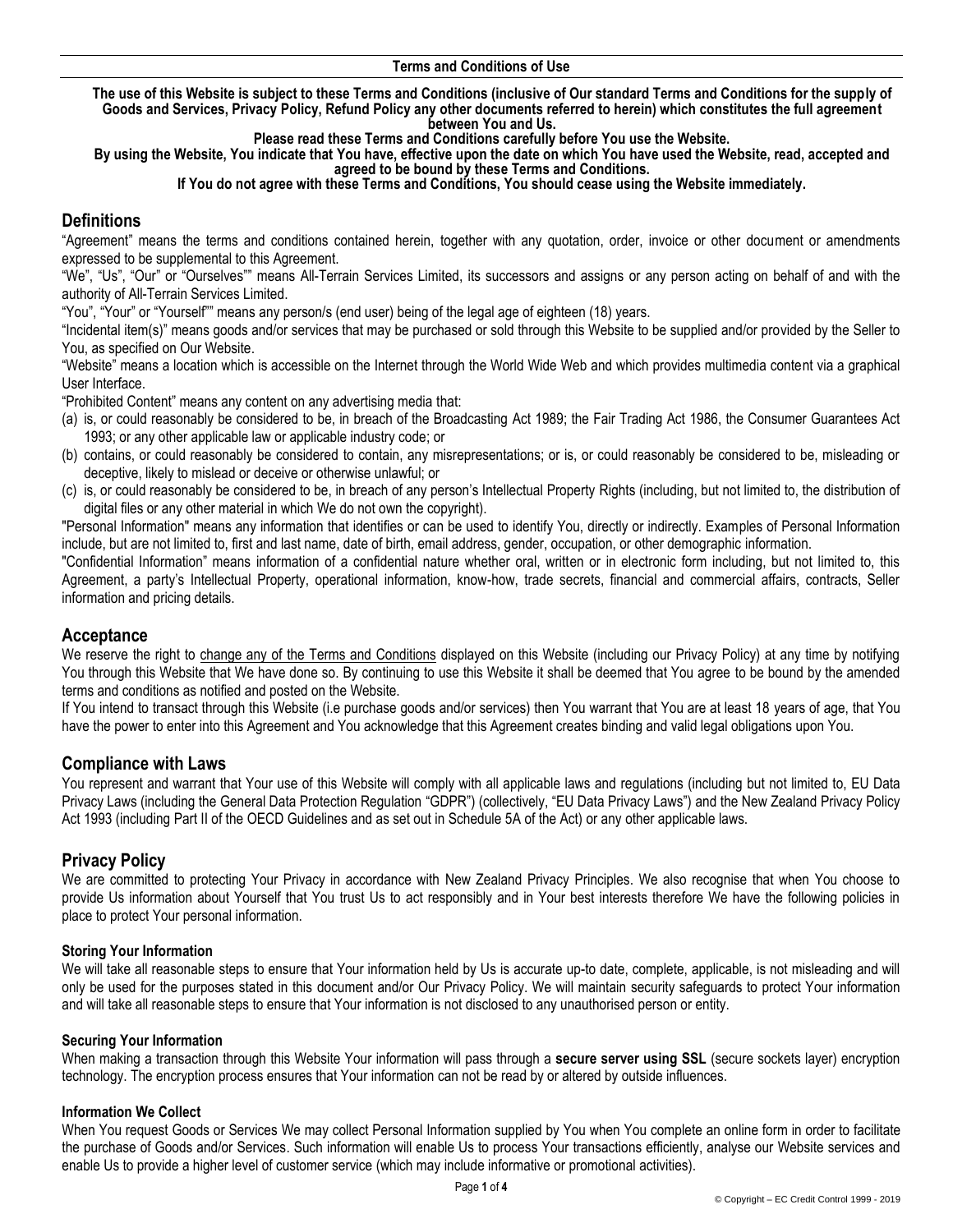# Terms and Conditions of Use

**The use of this Website is subject to these Terms and Conditions (inclusive of Our standard Terms and Conditions for the supply of Goods and Services, Privacy Policy, Refund Policy any other documents referred to herein) which constitutes the full agreement between You and Us.**

**Please read these Terms and Conditions carefully before You use the Website.**

**By using the Website, You indicate that You have, effective upon the date on which You have used the Website, read, accepted and agreed to be bound by these Terms and Conditions.**

**If You do not agree with these Terms and Conditions, You should cease using the Website immediately.**

## Definitions

"Agreement" means the terms and conditions contained herein, together with any quotation, order, invoice or other document or amendments expressed to be supplemental to this Agreement.

"We", "Us", "Our" or "Ourselves"" means All-Terrain Services Limited, its successors and assigns or any person acting on behalf of and with the authority of All-Terrain Services Limited.

"You", "Your" or "Yourself"" means any person/s (end user) being of the legal age of eighteen (18) years.

"Incidental item(s)" means goods and/or services that may be purchased or sold through this Website to be supplied and/or provided by the Seller to You, as specified on Our Website.

"Website" means a location which is accessible on the Internet through the World Wide Web and which provides multimedia content via a graphical User Interface.

"Prohibited Content" means any content on any advertising media that:

(a) is, or could reasonably be considered to be, in breach of the Broadcasting Act 1989; the Fair Trading Act 1986, the Consumer Guarantees Act 1993; or any other applicable law or applicable industry code; or

(b) contains, or could reasonably be considered to contain, any misrepresentations; or is, or could reasonably be considered to be, misleading or deceptive, likely to mislead or deceive or otherwise unlawful; or

(c) is, or could reasonably be considered to be, in breach of any person's Intellectual Property Rights (including, but not limited to, the distribution of digital files or any other material in which We do not own the copyright).

"Personal Information" means any information that identifies or can be used to identify You, directly or indirectly. Examples of Personal Information include, but are not limited to, first and last name, date of birth, email address, gender, occupation, or other demographic information.

"Confidential Information" means information of a confidential nature whether oral, written or in electronic form including, but not limited to, this Agreement, a party's Intellectual Property, operational information, know-how, trade secrets, financial and commercial affairs, contracts, Seller information and pricing details.

## Acceptance

We reserve the right to change any of the Terms and Conditions displayed on this Website (including our Privacy Policy) at any time by notifying You through this Website that We have done so. By continuing to use this Website it shall be deemed that You agree to be bound by the amended terms and conditions as notified and posted on the Website.

If You intend to transact through this Website (i.e purchase goods and/or services) then You warrant that You are at least 18 years of age, that You have the power to enter into this Agreement and You acknowledge that this Agreement creates binding and valid legal obligations upon You.

## Compliance with Laws

You represent and warrant that Your use of this Website will comply with all applicable laws and regulations (including but not limited to, EU Data Privacy Laws (including the General Data Protection Regulation "GDPR") (collectively, "EU Data Privacy Laws") and the New Zealand Privacy Policy Act 1993 (including Part II of the OECD Guidelines and as set out in Schedule 5A of the Act) or any other applicable laws.

## Privacy Policy

We are committed to protecting Your Privacy in accordance with New Zealand Privacy Principles. We also recognise that when You choose to provide Us information about Yourself that You trust Us to act responsibly and in Your best interests therefore We have the following policies in place to protect Your personal information.

### Storing Your Information

We will take all reasonable steps to ensure that Your information held by Us is accurate up-to date, complete, applicable, is not misleading and will only be used for the purposes stated in this document and/or Our Privacy Policy. We will maintain security safeguards to protect Your information and will take all reasonable steps to ensure that Your information is not disclosed to any unauthorised person or entity.

### Securing Your Information

When making a transaction through this Website Your information will pass through a **secure server using SSL** (secure sockets layer) encryption technology. The encryption process ensures that Your information can not be read by or altered by outside influences.

### Information We Collect

When You request Goods or Services We may collect Personal Information supplied by You when You complete an online form in order to facilitate the purchase of Goods and/or Services. Such information will enable Us to process Your transactions efficiently, analyse our Website services and enable Us to provide a higher level of customer service (which may include informative or promotional activities).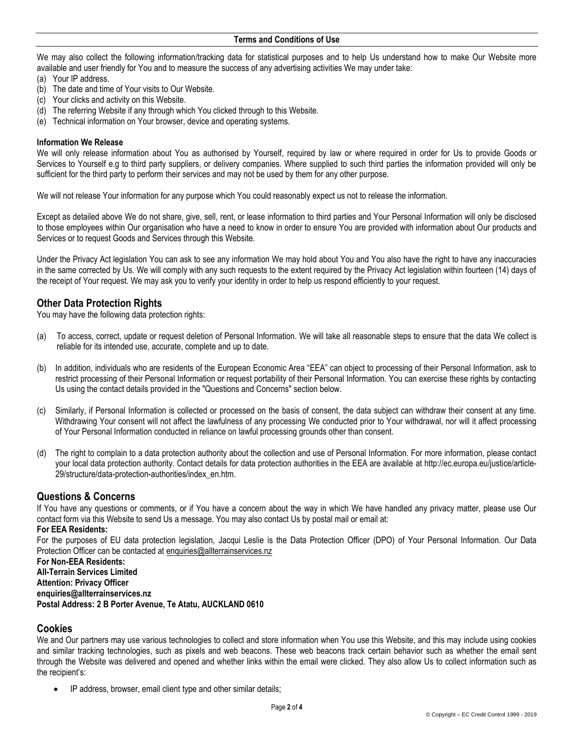We may also collect the following information/tracking data for statistical purposes and to help Us understand how to make Our Website more available and user friendly for You and to measure the success of any advertising activities We may under take:

(a) Your IP address.
(b) The date and time of Your visits to Our Website.
(c) Your clicks and activity on this Website.
(d) The referring Website if any through which You clicked through to this Website.
(e) Technical information on Your browser, device and operating systems.

**Information We Release**

We will only release information about You as authorised by Yourself, required by law or where required in order for Us to provide Goods or Services to Yourself e.g to third party suppliers, or delivery companies. Where supplied to such third parties the information provided will only be sufficient for the third party to perform their services and may not be used by them for any other purpose.

We will not release Your information for any purpose which You could reasonably expect us not to release the information.

Except as detailed above We do not share, give, sell, rent, or lease information to third parties and Your Personal Information will only be disclosed to those employees within Our organisation who have a need to know in order to ensure You are provided with information about Our products and Services or to request Goods and Services through this Website.

Under the Privacy Act legislation You can ask to see any information We may hold about You and You also have the right to have any inaccuracies in the same corrected by Us. We will comply with any such requests to the extent required by the Privacy Act legislation within fourteen (14) days of the receipt of Your request. We may ask you to verify your identity in order to help us respond efficiently to your request.

## Other Data Protection Rights

You may have the following data protection rights:

(a) To access, correct, update or request deletion of Personal Information. We will take all reasonable steps to ensure that the data We collect is reliable for its intended use, accurate, complete and up to date.

(b) In addition, individuals who are residents of the European Economic Area "EEA" can object to processing of their Personal Information, ask to restrict processing of their Personal Information or request portability of their Personal Information. You can exercise these rights by contacting Us using the contact details provided in the "Questions and Concerns" section below.

(c) Similarly, if Personal Information is collected or processed on the basis of consent, the data subject can withdraw their consent at any time. Withdrawing Your consent will not affect the lawfulness of any processing We conducted prior to Your withdrawal, nor will it affect processing of Your Personal Information conducted in reliance on lawful processing grounds other than consent.

(d) The right to complain to a data protection authority about the collection and use of Personal Information. For more information, please contact your local data protection authority. Contact details for data protection authorities in the EEA are available at http://ec.europa.eu/justice/article-29/structure/data-protection-authorities/index_en.htm.

## Questions & Concerns

If You have any questions or comments, or if You have a concern about the way in which We have handled any privacy matter, please use Our contact form via this Website to send Us a message. You may also contact Us by postal mail or email at:

**For EEA Residents:**

For the purposes of EU data protection legislation, Jacqui Leslie is the Data Protection Officer (DPO) of Your Personal Information. Our Data Protection Officer can be contacted at enquiries@allterrainservices.nz

**For Non-EEA Residents:**
**All-Terrain Services Limited**
**Attention: Privacy Officer**
**enquiries@allterrainservices.nz**
**Postal Address: 2 B Porter Avenue, Te Atatu, AUCKLAND 0610**

## Cookies

We and Our partners may use various technologies to collect and store information when You use this Website, and this may include using cookies and similar tracking technologies, such as pixels and web beacons. These web beacons track certain behavior such as whether the email sent through the Website was delivered and opened and whether links within the email were clicked. They also allow Us to collect information such as the recipient's:

- IP address, browser, email client type and other similar details;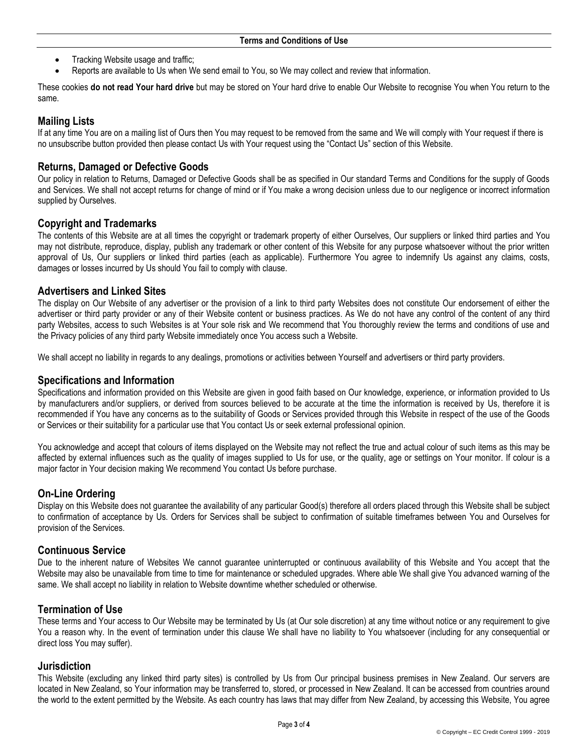- Tracking Website usage and traffic;
- Reports are available to Us when We send email to You, so We may collect and review that information.

These cookies **do not read Your hard drive** but may be stored on Your hard drive to enable Our Website to recognise You when You return to the same.

## Mailing Lists

If at any time You are on a mailing list of Ours then You may request to be removed from the same and We will comply with Your request if there is no unsubscribe button provided then please contact Us with Your request using the "Contact Us" section of this Website.

## Returns, Damaged or Defective Goods

Our policy in relation to Returns, Damaged or Defective Goods shall be as specified in Our standard Terms and Conditions for the supply of Goods and Services. We shall not accept returns for change of mind or if You make a wrong decision unless due to our negligence or incorrect information supplied by Ourselves.

## Copyright and Trademarks

The contents of this Website are at all times the copyright or trademark property of either Ourselves, Our suppliers or linked third parties and You may not distribute, reproduce, display, publish any trademark or other content of this Website for any purpose whatsoever without the prior written approval of Us, Our suppliers or linked third parties (each as applicable). Furthermore You agree to indemnify Us against any claims, costs, damages or losses incurred by Us should You fail to comply with clause.

## Advertisers and Linked Sites

The display on Our Website of any advertiser or the provision of a link to third party Websites does not constitute Our endorsement of either the advertiser or third party provider or any of their Website content or business practices. As We do not have any control of the content of any third party Websites, access to such Websites is at Your sole risk and We recommend that You thoroughly review the terms and conditions of use and the Privacy policies of any third party Website immediately once You access such a Website.

We shall accept no liability in regards to any dealings, promotions or activities between Yourself and advertisers or third party providers.

## Specifications and Information

Specifications and information provided on this Website are given in good faith based on Our knowledge, experience, or information provided to Us by manufacturers and/or suppliers, or derived from sources believed to be accurate at the time the information is received by Us, therefore it is recommended if You have any concerns as to the suitability of Goods or Services provided through this Website in respect of the use of the Goods or Services or their suitability for a particular use that You contact Us or seek external professional opinion.

You acknowledge and accept that colours of items displayed on the Website may not reflect the true and actual colour of such items as this may be affected by external influences such as the quality of images supplied to Us for use, or the quality, age or settings on Your monitor. If colour is a major factor in Your decision making We recommend You contact Us before purchase.

## On-Line Ordering

Display on this Website does not guarantee the availability of any particular Good(s) therefore all orders placed through this Website shall be subject to confirmation of acceptance by Us. Orders for Services shall be subject to confirmation of suitable timeframes between You and Ourselves for provision of the Services.

## Continuous Service

Due to the inherent nature of Websites We cannot guarantee uninterrupted or continuous availability of this Website and You accept that the Website may also be unavailable from time to time for maintenance or scheduled upgrades. Where able We shall give You advanced warning of the same. We shall accept no liability in relation to Website downtime whether scheduled or otherwise.

## Termination of Use

These terms and Your access to Our Website may be terminated by Us (at Our sole discretion) at any time without notice or any requirement to give You a reason why. In the event of termination under this clause We shall have no liability to You whatsoever (including for any consequential or direct loss You may suffer).

## Jurisdiction

This Website (excluding any linked third party sites) is controlled by Us from Our principal business premises in New Zealand. Our servers are located in New Zealand, so Your information may be transferred to, stored, or processed in New Zealand. It can be accessed from countries around the world to the extent permitted by the Website. As each country has laws that may differ from New Zealand, by accessing this Website, You agree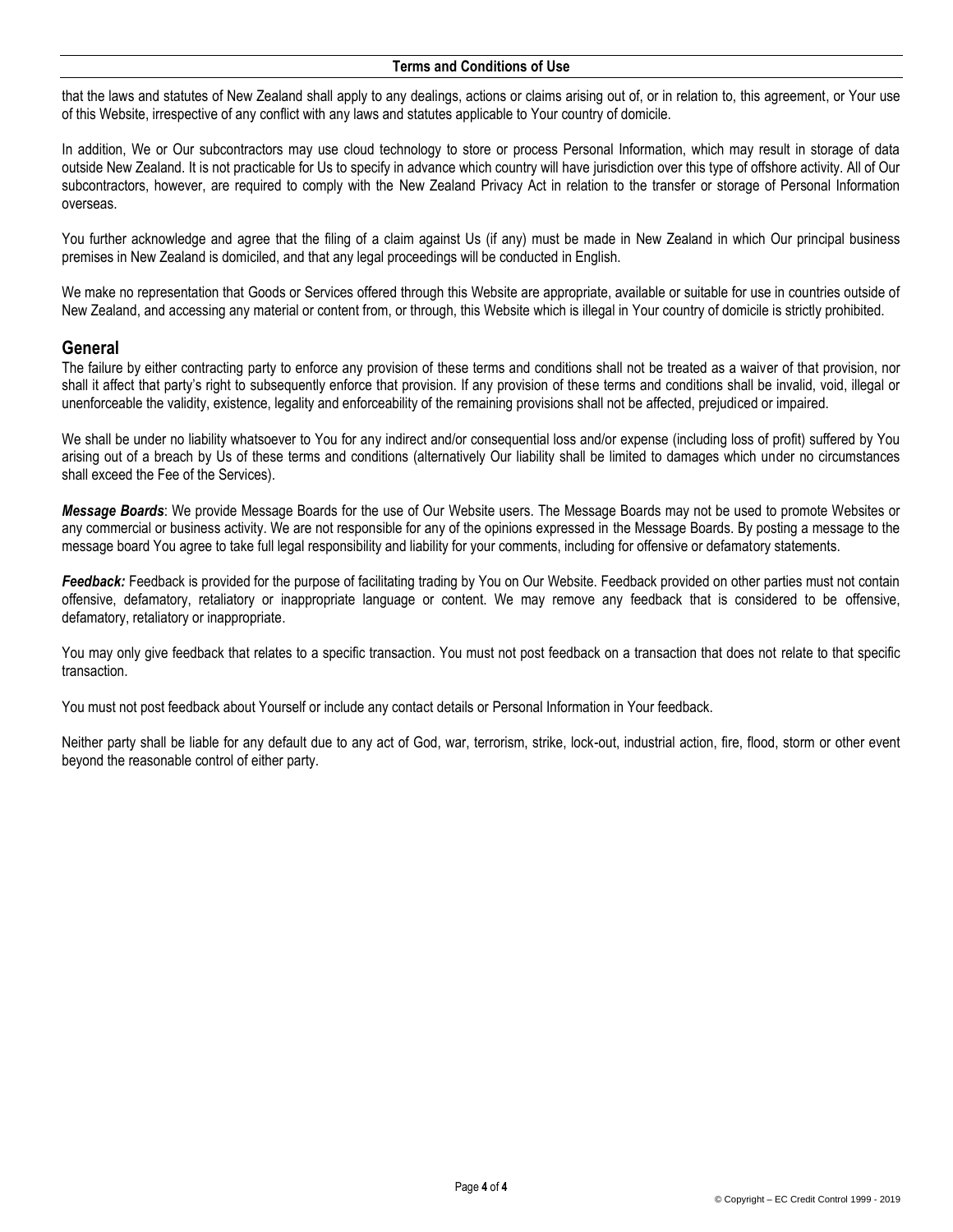that the laws and statutes of New Zealand shall apply to any dealings, actions or claims arising out of, or in relation to, this agreement, or Your use of this Website, irrespective of any conflict with any laws and statutes applicable to Your country of domicile.

In addition, We or Our subcontractors may use cloud technology to store or process Personal Information, which may result in storage of data outside New Zealand. It is not practicable for Us to specify in advance which country will have jurisdiction over this type of offshore activity. All of Our subcontractors, however, are required to comply with the New Zealand Privacy Act in relation to the transfer or storage of Personal Information overseas.

You further acknowledge and agree that the filing of a claim against Us (if any) must be made in New Zealand in which Our principal business premises in New Zealand is domiciled, and that any legal proceedings will be conducted in English.

We make no representation that Goods or Services offered through this Website are appropriate, available or suitable for use in countries outside of New Zealand, and accessing any material or content from, or through, this Website which is illegal in Your country of domicile is strictly prohibited.

## General

The failure by either contracting party to enforce any provision of these terms and conditions shall not be treated as a waiver of that provision, nor shall it affect that party's right to subsequently enforce that provision. If any provision of these terms and conditions shall be invalid, void, illegal or unenforceable the validity, existence, legality and enforceability of the remaining provisions shall not be affected, prejudiced or impaired.

We shall be under no liability whatsoever to You for any indirect and/or consequential loss and/or expense (including loss of profit) suffered by You arising out of a breach by Us of these terms and conditions (alternatively Our liability shall be limited to damages which under no circumstances shall exceed the Fee of the Services).

***Message Boards***: We provide Message Boards for the use of Our Website users. The Message Boards may not be used to promote Websites or any commercial or business activity. We are not responsible for any of the opinions expressed in the Message Boards. By posting a message to the message board You agree to take full legal responsibility and liability for your comments, including for offensive or defamatory statements.

***Feedback:*** Feedback is provided for the purpose of facilitating trading by You on Our Website. Feedback provided on other parties must not contain offensive, defamatory, retaliatory or inappropriate language or content. We may remove any feedback that is considered to be offensive, defamatory, retaliatory or inappropriate.

You may only give feedback that relates to a specific transaction. You must not post feedback on a transaction that does not relate to that specific transaction.

You must not post feedback about Yourself or include any contact details or Personal Information in Your feedback.

Neither party shall be liable for any default due to any act of God, war, terrorism, strike, lock-out, industrial action, fire, flood, storm or other event beyond the reasonable control of either party.